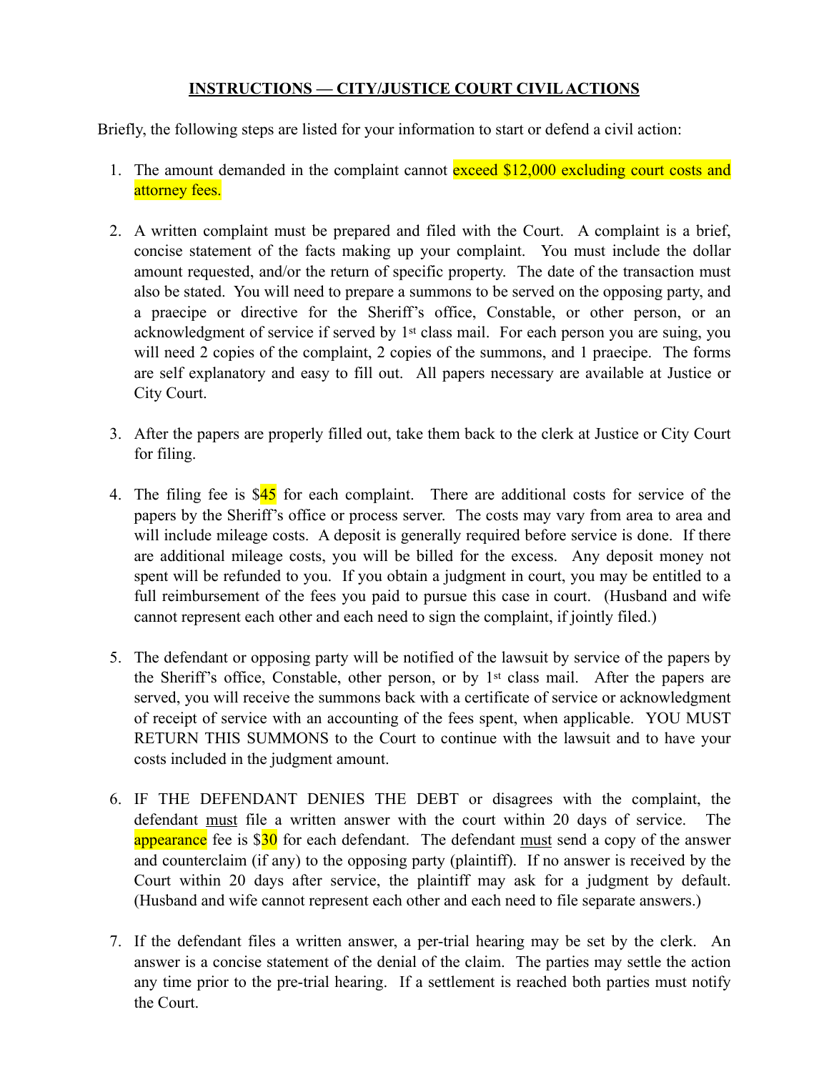## INSTRUCTIONS — CITY/JUSTICE COURT CIVIL ACTIONS

Briefly, the following steps are listed for your information to start or defend a civil action:

1. The amount demanded in the complaint cannot exceed $12,000 excluding court costs and attorney fees.

2. A written complaint must be prepared and filed with the Court. A complaint is a brief, concise statement of the facts making up your complaint. You must include the dollar amount requested, and/or the return of specific property. The date of the transaction must also be stated. You will need to prepare a summons to be served on the opposing party, and a praecipe or directive for the Sheriff's office, Constable, or other person, or an acknowledgment of service if served by 1st class mail. For each person you are suing, you will need 2 copies of the complaint, 2 copies of the summons, and 1 praecipe. The forms are self explanatory and easy to fill out. All papers necessary are available at Justice or City Court.

3. After the papers are properly filled out, take them back to the clerk at Justice or City Court for filing.

4. The filing fee is $45 for each complaint. There are additional costs for service of the papers by the Sheriff's office or process server. The costs may vary from area to area and will include mileage costs. A deposit is generally required before service is done. If there are additional mileage costs, you will be billed for the excess. Any deposit money not spent will be refunded to you. If you obtain a judgment in court, you may be entitled to a full reimbursement of the fees you paid to pursue this case in court. (Husband and wife cannot represent each other and each need to sign the complaint, if jointly filed.)

5. The defendant or opposing party will be notified of the lawsuit by service of the papers by the Sheriff's office, Constable, other person, or by 1st class mail. After the papers are served, you will receive the summons back with a certificate of service or acknowledgment of receipt of service with an accounting of the fees spent, when applicable. YOU MUST RETURN THIS SUMMONS to the Court to continue with the lawsuit and to have your costs included in the judgment amount.

6. IF THE DEFENDANT DENIES THE DEBT or disagrees with the complaint, the defendant must file a written answer with the court within 20 days of service. The appearance fee is $30 for each defendant. The defendant must send a copy of the answer and counterclaim (if any) to the opposing party (plaintiff). If no answer is received by the Court within 20 days after service, the plaintiff may ask for a judgment by default. (Husband and wife cannot represent each other and each need to file separate answers.)

7. If the defendant files a written answer, a per-trial hearing may be set by the clerk. An answer is a concise statement of the denial of the claim. The parties may settle the action any time prior to the pre-trial hearing. If a settlement is reached both parties must notify the Court.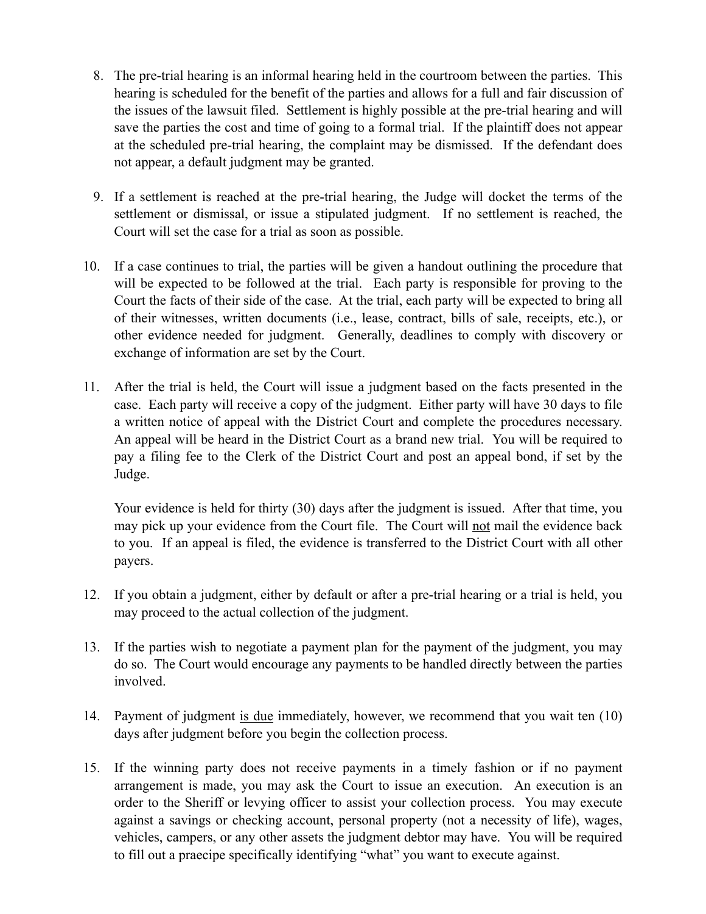8. The pre-trial hearing is an informal hearing held in the courtroom between the parties. This hearing is scheduled for the benefit of the parties and allows for a full and fair discussion of the issues of the lawsuit filed. Settlement is highly possible at the pre-trial hearing and will save the parties the cost and time of going to a formal trial. If the plaintiff does not appear at the scheduled pre-trial hearing, the complaint may be dismissed. If the defendant does not appear, a default judgment may be granted.

9. If a settlement is reached at the pre-trial hearing, the Judge will docket the terms of the settlement or dismissal, or issue a stipulated judgment. If no settlement is reached, the Court will set the case for a trial as soon as possible.

10. If a case continues to trial, the parties will be given a handout outlining the procedure that will be expected to be followed at the trial. Each party is responsible for proving to the Court the facts of their side of the case. At the trial, each party will be expected to bring all of their witnesses, written documents (i.e., lease, contract, bills of sale, receipts, etc.), or other evidence needed for judgment. Generally, deadlines to comply with discovery or exchange of information are set by the Court.

11. After the trial is held, the Court will issue a judgment based on the facts presented in the case. Each party will receive a copy of the judgment. Either party will have 30 days to file a written notice of appeal with the District Court and complete the procedures necessary. An appeal will be heard in the District Court as a brand new trial. You will be required to pay a filing fee to the Clerk of the District Court and post an appeal bond, if set by the Judge.

    Your evidence is held for thirty (30) days after the judgment is issued. After that time, you may pick up your evidence from the Court file. The Court will <u>not</u> mail the evidence back to you. If an appeal is filed, the evidence is transferred to the District Court with all other payers.

12. If you obtain a judgment, either by default or after a pre-trial hearing or a trial is held, you may proceed to the actual collection of the judgment.

13. If the parties wish to negotiate a payment plan for the payment of the judgment, you may do so. The Court would encourage any payments to be handled directly between the parties involved.

14. Payment of judgment <u>is due</u> immediately, however, we recommend that you wait ten (10) days after judgment before you begin the collection process.

15. If the winning party does not receive payments in a timely fashion or if no payment arrangement is made, you may ask the Court to issue an execution. An execution is an order to the Sheriff or levying officer to assist your collection process. You may execute against a savings or checking account, personal property (not a necessity of life), wages, vehicles, campers, or any other assets the judgment debtor may have. You will be required to fill out a praecipe specifically identifying "what" you want to execute against.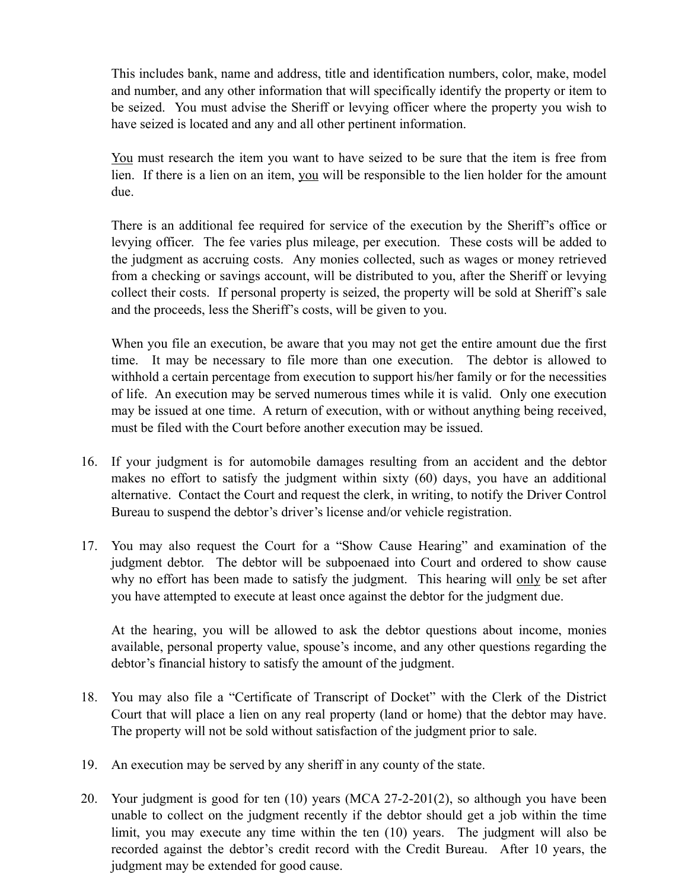This includes bank, name and address, title and identification numbers, color, make, model and number, and any other information that will specifically identify the property or item to be seized. You must advise the Sheriff or levying officer where the property you wish to have seized is located and any and all other pertinent information.

You must research the item you want to have seized to be sure that the item is free from lien. If there is a lien on an item, you will be responsible to the lien holder for the amount due.

There is an additional fee required for service of the execution by the Sheriff's office or levying officer. The fee varies plus mileage, per execution. These costs will be added to the judgment as accruing costs. Any monies collected, such as wages or money retrieved from a checking or savings account, will be distributed to you, after the Sheriff or levying collect their costs. If personal property is seized, the property will be sold at Sheriff's sale and the proceeds, less the Sheriff's costs, will be given to you.

When you file an execution, be aware that you may not get the entire amount due the first time. It may be necessary to file more than one execution. The debtor is allowed to withhold a certain percentage from execution to support his/her family or for the necessities of life. An execution may be served numerous times while it is valid. Only one execution may be issued at one time. A return of execution, with or without anything being received, must be filed with the Court before another execution may be issued.

16. If your judgment is for automobile damages resulting from an accident and the debtor makes no effort to satisfy the judgment within sixty (60) days, you have an additional alternative. Contact the Court and request the clerk, in writing, to notify the Driver Control Bureau to suspend the debtor's driver's license and/or vehicle registration.

17. You may also request the Court for a "Show Cause Hearing" and examination of the judgment debtor. The debtor will be subpoenaed into Court and ordered to show cause why no effort has been made to satisfy the judgment. This hearing will only be set after you have attempted to execute at least once against the debtor for the judgment due.

    At the hearing, you will be allowed to ask the debtor questions about income, monies available, personal property value, spouse's income, and any other questions regarding the debtor's financial history to satisfy the amount of the judgment.

18. You may also file a "Certificate of Transcript of Docket" with the Clerk of the District Court that will place a lien on any real property (land or home) that the debtor may have. The property will not be sold without satisfaction of the judgment prior to sale.

19. An execution may be served by any sheriff in any county of the state.

20. Your judgment is good for ten (10) years (MCA 27-2-201(2), so although you have been unable to collect on the judgment recently if the debtor should get a job within the time limit, you may execute any time within the ten (10) years. The judgment will also be recorded against the debtor's credit record with the Credit Bureau. After 10 years, the judgment may be extended for good cause.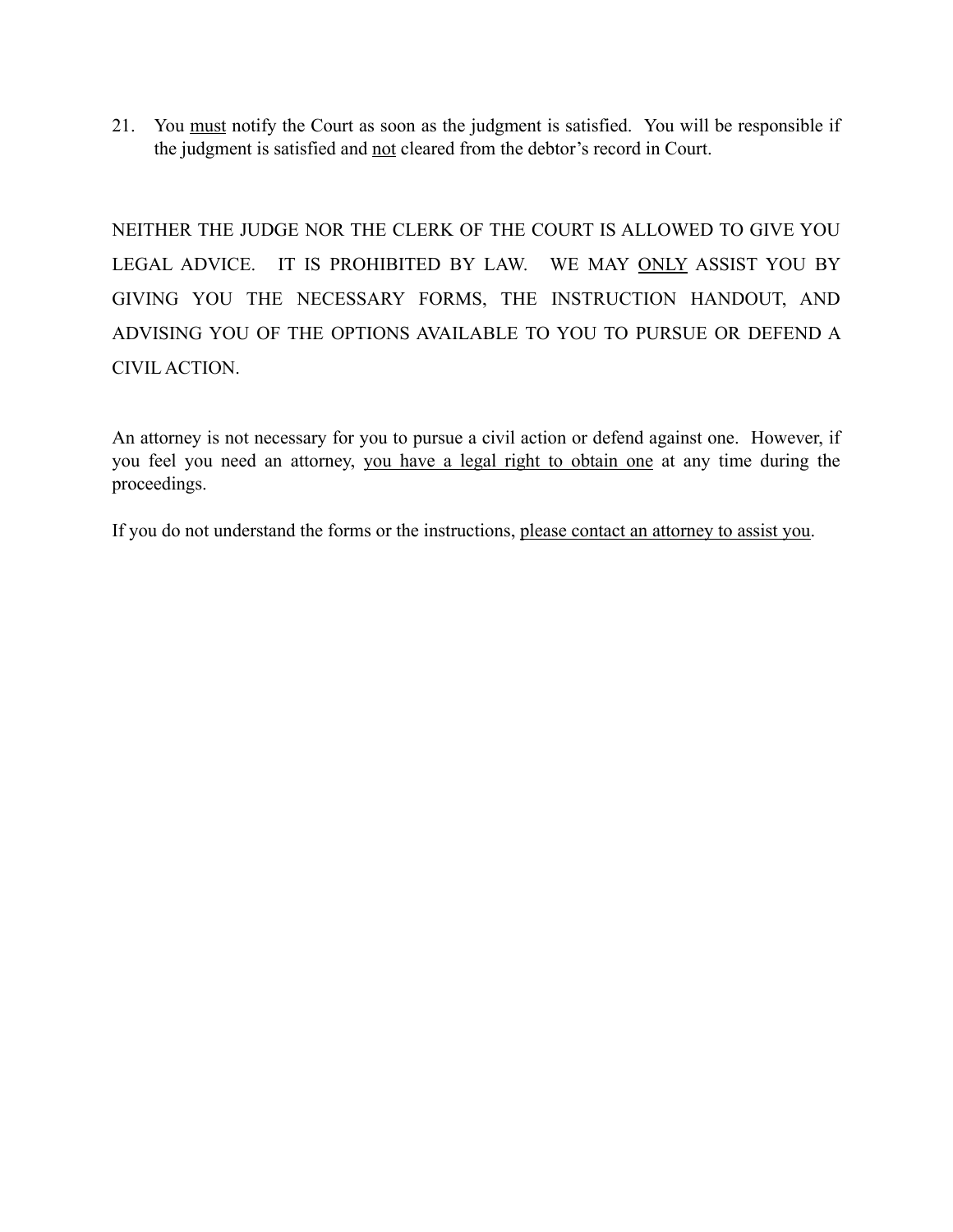21. You must notify the Court as soon as the judgment is satisfied. You will be responsible if the judgment is satisfied and not cleared from the debtor's record in Court.

NEITHER THE JUDGE NOR THE CLERK OF THE COURT IS ALLOWED TO GIVE YOU LEGAL ADVICE. IT IS PROHIBITED BY LAW. WE MAY ONLY ASSIST YOU BY GIVING YOU THE NECESSARY FORMS, THE INSTRUCTION HANDOUT, AND ADVISING YOU OF THE OPTIONS AVAILABLE TO YOU TO PURSUE OR DEFEND A CIVIL ACTION.

An attorney is not necessary for you to pursue a civil action or defend against one. However, if you feel you need an attorney, you have a legal right to obtain one at any time during the proceedings.

If you do not understand the forms or the instructions, please contact an attorney to assist you.